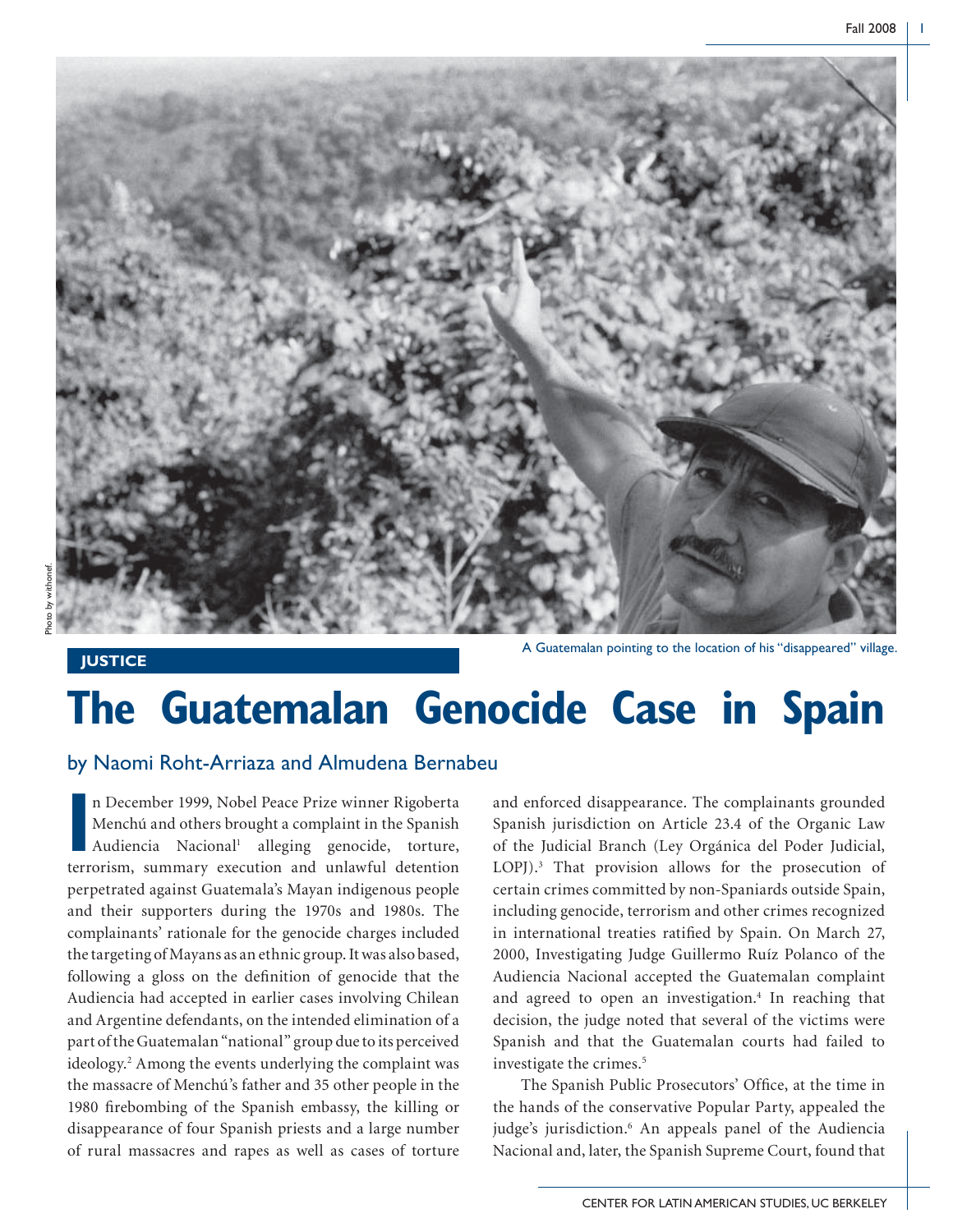Photo by withonef.

A Guatemalan pointing to the location of his "disappeared" village.

JUSTICE

# The Guatemalan Genocide Case in Spain

by Naomi Roht-Arriaza and Almudena Bernabeu

In December 1999, Nobel Peace Prize winner Rigoberta Menchú and others brought a complaint in the Spanish Audiencia Nacional[1] alleging genocide, torture, terrorism, summary execution and unlawful detention perpetrated against Guatemala's Mayan indigenous people and their supporters during the 1970s and 1980s. The complainants' rationale for the genocide charges included the targeting of Mayans as an ethnic group. It was also based, following a gloss on the definition of genocide that the Audiencia had accepted in earlier cases involving Chilean and Argentine defendants, on the intended elimination of a part of the Guatemalan "national" group due to its perceived ideology.[2] Among the events underlying the complaint was the massacre of Menchú's father and 35 other people in the 1980 firebombing of the Spanish embassy, the killing or disappearance of four Spanish priests and a large number of rural massacres and rapes as well as cases of torture and enforced disappearance. The complainants grounded Spanish jurisdiction on Article 23.4 of the Organic Law of the Judicial Branch (Ley Orgánica del Poder Judicial, LOPJ).[3] That provision allows for the prosecution of certain crimes committed by non-Spaniards outside Spain, including genocide, terrorism and other crimes recognized in international treaties ratified by Spain. On March 27, 2000, Investigating Judge Guillermo Ruíz Polanco of the Audiencia Nacional accepted the Guatemalan complaint and agreed to open an investigation.[4] In reaching that decision, the judge noted that several of the victims were Spanish and that the Guatemalan courts had failed to investigate the crimes.[5]

The Spanish Public Prosecutors' Office, at the time in the hands of the conservative Popular Party, appealed the judge's jurisdiction.[6] An appeals panel of the Audiencia Nacional and, later, the Spanish Supreme Court, found that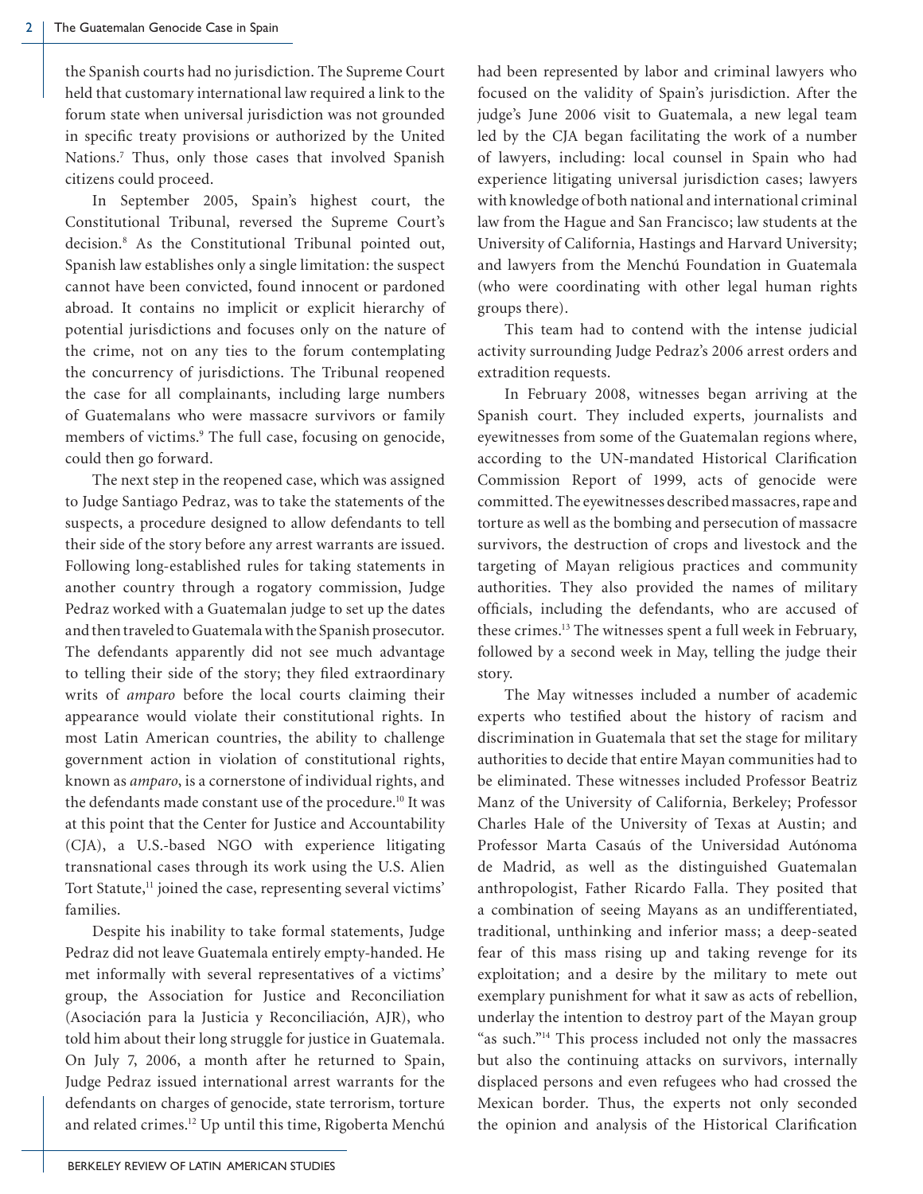the Spanish courts had no jurisdiction. The Supreme Court held that customary international law required a link to the forum state when universal jurisdiction was not grounded in specific treaty provisions or authorized by the United Nations.[7] Thus, only those cases that involved Spanish citizens could proceed.

In September 2005, Spain's highest court, the Constitutional Tribunal, reversed the Supreme Court's decision.[8] As the Constitutional Tribunal pointed out, Spanish law establishes only a single limitation: the suspect cannot have been convicted, found innocent or pardoned abroad. It contains no implicit or explicit hierarchy of potential jurisdictions and focuses only on the nature of the crime, not on any ties to the forum contemplating the concurrency of jurisdictions. The Tribunal reopened the case for all complainants, including large numbers of Guatemalans who were massacre survivors or family members of victims.[9] The full case, focusing on genocide, could then go forward.

The next step in the reopened case, which was assigned to Judge Santiago Pedraz, was to take the statements of the suspects, a procedure designed to allow defendants to tell their side of the story before any arrest warrants are issued. Following long-established rules for taking statements in another country through a rogatory commission, Judge Pedraz worked with a Guatemalan judge to set up the dates and then traveled to Guatemala with the Spanish prosecutor. The defendants apparently did not see much advantage to telling their side of the story; they filed extraordinary writs of *amparo* before the local courts claiming their appearance would violate their constitutional rights. In most Latin American countries, the ability to challenge government action in violation of constitutional rights, known as *amparo*, is a cornerstone of individual rights, and the defendants made constant use of the procedure.[10] It was at this point that the Center for Justice and Accountability (CJA), a U.S.-based NGO with experience litigating transnational cases through its work using the U.S. Alien Tort Statute,[11] joined the case, representing several victims' families.

Despite his inability to take formal statements, Judge Pedraz did not leave Guatemala entirely empty-handed. He met informally with several representatives of a victims' group, the Association for Justice and Reconciliation (Asociación para la Justicia y Reconciliación, AJR), who told him about their long struggle for justice in Guatemala. On July 7, 2006, a month after he returned to Spain, Judge Pedraz issued international arrest warrants for the defendants on charges of genocide, state terrorism, torture and related crimes.[12] Up until this time, Rigoberta Menchú had been represented by labor and criminal lawyers who focused on the validity of Spain's jurisdiction. After the judge's June 2006 visit to Guatemala, a new legal team led by the CJA began facilitating the work of a number of lawyers, including: local counsel in Spain who had experience litigating universal jurisdiction cases; lawyers with knowledge of both national and international criminal law from the Hague and San Francisco; law students at the University of California, Hastings and Harvard University; and lawyers from the Menchú Foundation in Guatemala (who were coordinating with other legal human rights groups there).

This team had to contend with the intense judicial activity surrounding Judge Pedraz's 2006 arrest orders and extradition requests.

In February 2008, witnesses began arriving at the Spanish court. They included experts, journalists and eyewitnesses from some of the Guatemalan regions where, according to the UN-mandated Historical Clarification Commission Report of 1999, acts of genocide were committed. The eyewitnesses described massacres, rape and torture as well as the bombing and persecution of massacre survivors, the destruction of crops and livestock and the targeting of Mayan religious practices and community authorities. They also provided the names of military officials, including the defendants, who are accused of these crimes.[13] The witnesses spent a full week in February, followed by a second week in May, telling the judge their story.

The May witnesses included a number of academic experts who testified about the history of racism and discrimination in Guatemala that set the stage for military authorities to decide that entire Mayan communities had to be eliminated. These witnesses included Professor Beatriz Manz of the University of California, Berkeley; Professor Charles Hale of the University of Texas at Austin; and Professor Marta Casaús of the Universidad Autónoma de Madrid, as well as the distinguished Guatemalan anthropologist, Father Ricardo Falla. They posited that a combination of seeing Mayans as an undifferentiated, traditional, unthinking and inferior mass; a deep-seated fear of this mass rising up and taking revenge for its exploitation; and a desire by the military to mete out exemplary punishment for what it saw as acts of rebellion, underlay the intention to destroy part of the Mayan group "as such."[14] This process included not only the massacres but also the continuing attacks on survivors, internally displaced persons and even refugees who had crossed the Mexican border. Thus, the experts not only seconded the opinion and analysis of the Historical Clarification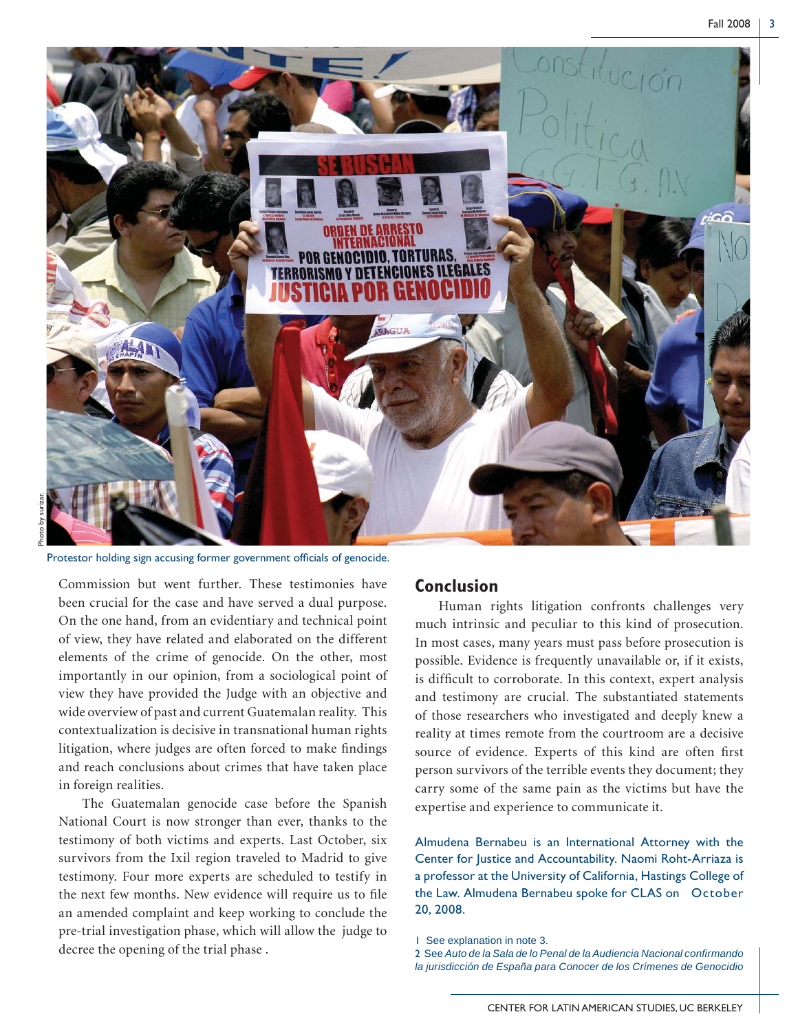Photo by surizar.

Protestor holding sign accusing former government officials of genocide.

Commission but went further. These testimonies have been crucial for the case and have served a dual purpose. On the one hand, from an evidentiary and technical point of view, they have related and elaborated on the different elements of the crime of genocide. On the other, most importantly in our opinion, from a sociological point of view they have provided the Judge with an objective and wide overview of past and current Guatemalan reality. This contextualization is decisive in transnational human rights litigation, where judges are often forced to make findings and reach conclusions about crimes that have taken place in foreign realities.

The Guatemalan genocide case before the Spanish National Court is now stronger than ever, thanks to the testimony of both victims and experts. Last October, six survivors from the Ixil region traveled to Madrid to give testimony. Four more experts are scheduled to testify in the next few months. New evidence will require us to file an amended complaint and keep working to conclude the pre-trial investigation phase, which will allow the judge to decree the opening of the trial phase .

## Conclusion

Human rights litigation confronts challenges very much intrinsic and peculiar to this kind of prosecution. In most cases, many years must pass before prosecution is possible. Evidence is frequently unavailable or, if it exists, is difficult to corroborate. In this context, expert analysis and testimony are crucial. The substantiated statements of those researchers who investigated and deeply knew a reality at times remote from the courtroom are a decisive source of evidence. Experts of this kind are often first person survivors of the terrible events they document; they carry some of the same pain as the victims but have the expertise and experience to communicate it.

Almudena Bernabeu is an International Attorney with the Center for Justice and Accountability. Naomi Roht-Arriaza is a professor at the University of California, Hastings College of the Law. Almudena Bernabeu spoke for CLAS on October 20, 2008.

1 See explanation in note 3.

2 See *Auto de la Sala de lo Penal de la Audiencia Nacional confirmando la jurisdicción de España para Conocer de los Crímenes de Genocidio*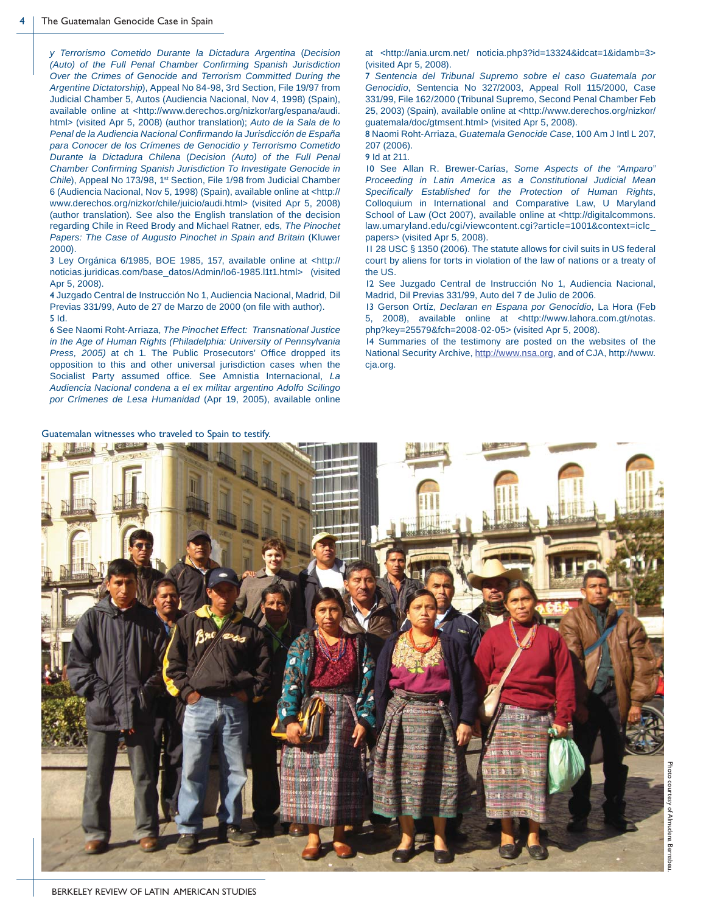*y Terrorismo Cometido Durante la Dictadura Argentina* (*Decision (Auto) of the Full Penal Chamber Confirming Spanish Jurisdiction Over the Crimes of Genocide and Terrorism Committed During the Argentine Dictatorship*), Appeal No 84-98, 3rd Section, File 19/97 from Judicial Chamber 5, Autos (Audiencia Nacional, Nov 4, 1998) (Spain), available online at <http://www.derechos.org/nizkor/arg/espana/audi.html> (visited Apr 5, 2008) (author translation); *Auto de la Sala de lo Penal de la Audiencia Nacional Confirmando la Jurisdicción de España para Conocer de los Crímenes de Genocidio y Terrorismo Cometido Durante la Dictadura Chilena* (*Decision (Auto) of the Full Penal Chamber Confirming Spanish Jurisdiction To Investigate Genocide in Chile*), Appeal No 173/98, 1st Section, File 1/98 from Judicial Chamber 6 (Audiencia Nacional, Nov 5, 1998) (Spain), available online at <http://www.derechos.org/nizkor/chile/juicio/audi.html> (visited Apr 5, 2008) (author translation). See also the English translation of the decision regarding Chile in Reed Brody and Michael Ratner, eds, *The Pinochet Papers: The Case of Augusto Pinochet in Spain and Britain* (Kluwer 2000).

3 Ley Orgánica 6/1985, BOE 1985, 157, available online at <http://noticias.juridicas.com/base_datos/Admin/lo6-1985.l1t1.html> (visited Apr 5, 2008).

4 Juzgado Central de Instrucción No 1, Audiencia Nacional, Madrid, Dil Previas 331/99, Auto de 27 de Marzo de 2000 (on file with author).

5 Id.

6 See Naomi Roht-Arriaza, *The Pinochet Effect: Transnational Justice in the Age of Human Rights (Philadelphia: University of Pennsylvania Press, 2005)* at ch 1. The Public Prosecutors' Office dropped its opposition to this and other universal jurisdiction cases when the Socialist Party assumed office. See Amnistia Internacional, *La Audiencia Nacional condena a el ex militar argentino Adolfo Scilingo por Crímenes de Lesa Humanidad* (Apr 19, 2005), available online at <http://ania.urcm.net/ noticia.php3?id=13324&idcat=1&idamb=3> (visited Apr 5, 2008).

7 *Sentencia del Tribunal Supremo sobre el caso Guatemala por Genocidio*, Sentencia No 327/2003, Appeal Roll 115/2000, Case 331/99, File 162/2000 (Tribunal Supremo, Second Penal Chamber Feb 25, 2003) (Spain), available online at <http://www.derechos.org/nizkor/guatemala/doc/gtmsent.html> (visited Apr 5, 2008).

8 Naomi Roht-Arriaza, *Guatemala Genocide Case*, 100 Am J Intl L 207, 207 (2006).

9 Id at 211.

10 See Allan R. Brewer-Carías, *Some Aspects of the "Amparo" Proceeding in Latin America as a Constitutional Judicial Mean Specifically Established for the Protection of Human Rights*, Colloquium in International and Comparative Law, U Maryland School of Law (Oct 2007), available online at <http://digitalcommons.law.umaryland.edu/cgi/viewcontent.cgi?article=1001&context=iclc_papers> (visited Apr 5, 2008).

11 28 USC § 1350 (2006). The statute allows for civil suits in US federal court by aliens for torts in violation of the law of nations or a treaty of the US.

12 See Juzgado Central de Instrucción No 1, Audiencia Nacional, Madrid, Dil Previas 331/99, Auto del 7 de Julio de 2006.

13 Gerson Ortíz, *Declaran en Espana por Genocidio*, La Hora (Feb 5, 2008), available online at <http://www.lahora.com.gt/notas.php?key=25579&fch=2008-02-05> (visited Apr 5, 2008).

14 Summaries of the testimony are posted on the websites of the National Security Archive, http://www.nsa.org, and of CJA, http://www.cja.org.

Guatemalan witnesses who traveled to Spain to testify.

Photo courtesy of Almudena Bernabeu.